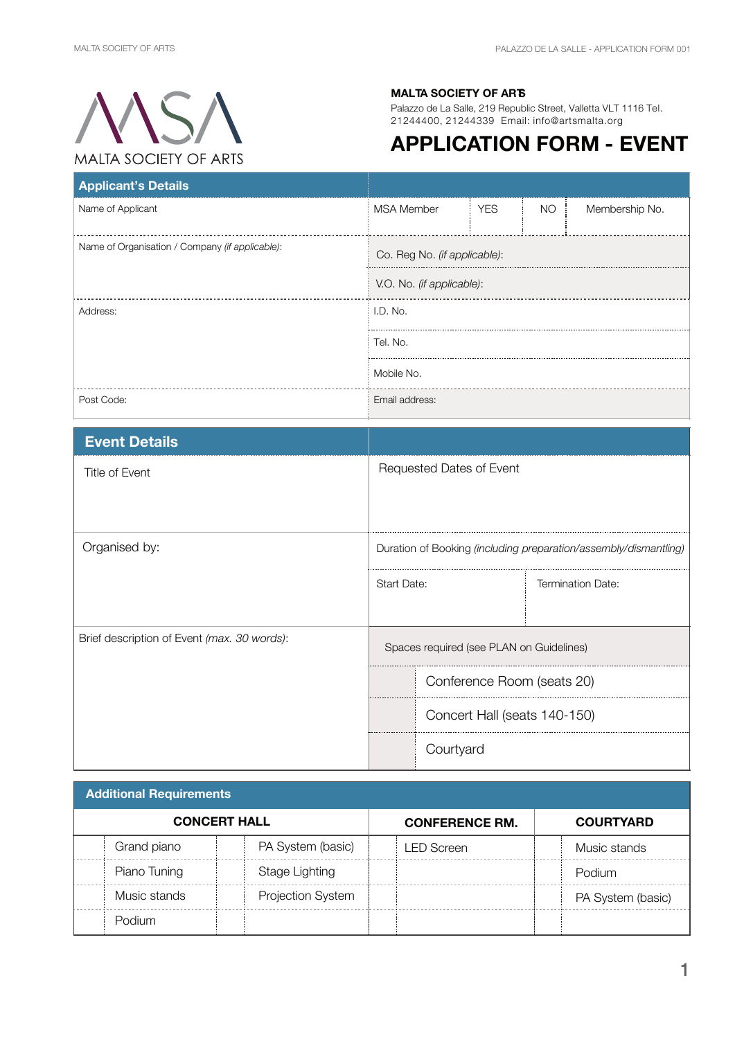MALTA SOCIETY OF ARTS

**MALTA SOCIETY OF ARTS**
Palazzo de La Salle, 219 Republic Street, Valletta VLT 1116 Tel. 21244400, 21244339 Email: info@artsmalta.org

# APPLICATION FORM - EVENT

| Applicant's Details | | | | |
|---|---|---|---|---|
| Name of Applicant | MSA Member | YES | NO | Membership No. |
| Name of Organisation / Company *(if applicable)*: | Co. Reg No. *(if applicable)*: | | | |
| | V.O. No. *(if applicable)*: | | | |
| Address: | I.D. No. | | | |
| | Tel. No. | | | |
| | Mobile No. | | | |
| Post Code: | Email address: | | | |

| Event Details | | | |
|---|---|---|---|
| Title of Event | Requested Dates of Event | | |
| Organised by: | Duration of Booking *(including preparation/assembly/dismantling)* | | |
| | Start Date: | Termination Date: | |
| Brief description of Event *(max. 30 words)*: | Spaces required (see PLAN on Guidelines) | | |
| | | Conference Room (seats 20) | |
| | | Concert Hall (seats 140-150) | |
| | | Courtyard | |

| Additional Requirements | | | | | | | |
|---|---|---|---|---|---|---|---|
| CONCERT HALL | | | | CONFERENCE RM. | | COURTYARD | |
| | Grand piano | | PA System (basic) | | LED Screen | | Music stands |
| | Piano Tuning | | Stage Lighting | | | | Podium |
| | Music stands | | Projection System | | | | PA System (basic) |
| | Podium | | | | | | |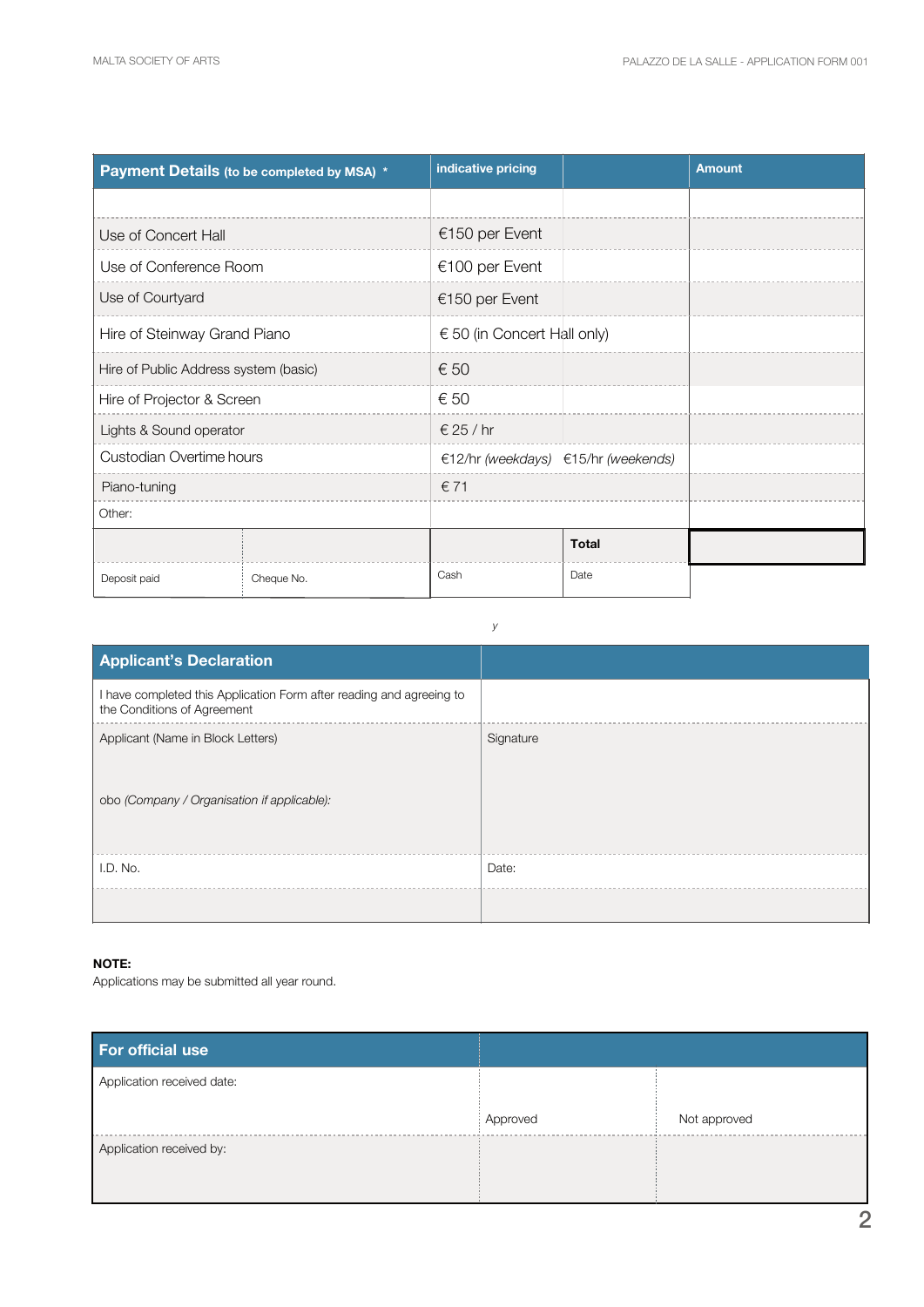| Payment Details (to be completed by MSA) * | | indicative pricing | | Amount |
|---|---|---|---|---|
| | | | | |
| Use of Concert Hall | | €150 per Event | | |
| Use of Conference Room | | €100 per Event | | |
| Use of Courtyard | | €150 per Event | | |
| Hire of Steinway Grand Piano | | € 50 (in Concert Hall only) | | |
| Hire of Public Address system (basic) | | € 50 | | |
| Hire of Projector & Screen | | € 50 | | |
| Lights & Sound operator | | € 25 / hr | | |
| Custodian Overtime hours | | €12/hr *(weekdays)* | €15/hr *(weekends)* | |
| Piano-tuning | | € 71 | | |
| Other: | | | | |
| | | | **Total** | |
| Deposit paid | Cheque No. | Cash | Date | |

y

| Applicant's Declaration | |
|---|---|
| I have completed this Application Form after reading and agreeing to the Conditions of Agreement | |
| Applicant (Name in Block Letters)<br><br>obo *(Company / Organisation if applicable):* | Signature |
| I.D. No. | Date: |
| | |

**NOTE:**
Applications may be submitted all year round.

| For official use | | |
|---|---|---|
| Application received date: | Approved | Not approved |
| Application received by: | | |